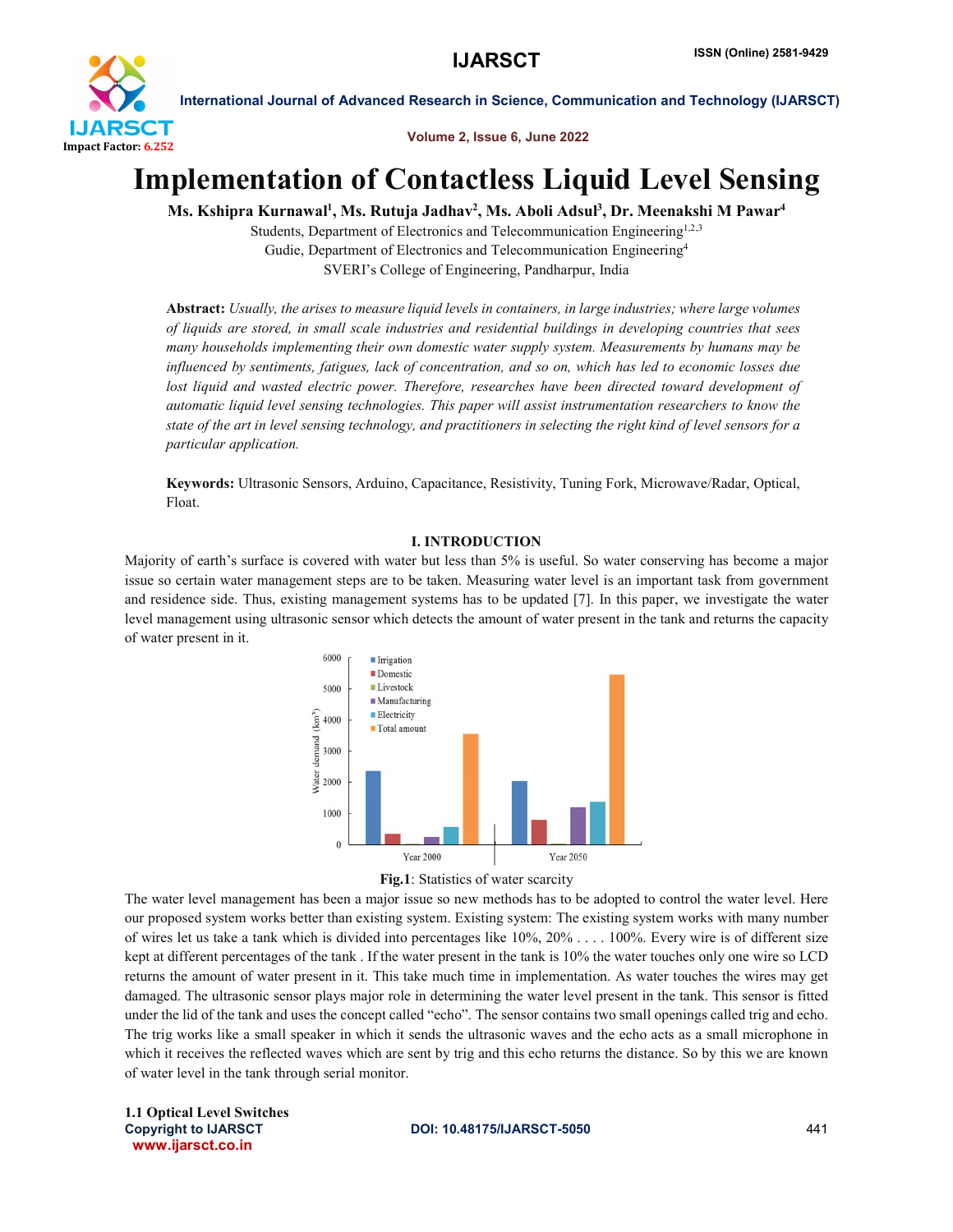# Implementation of Contactless Liquid Level Sensing

**Ms. Kshipra Kurnawal[1], Ms. Rutuja Jadhav[2], Ms. Aboli Adsul[3], Dr. Meenakshi M Pawar[4]**

Students, Department of Electronics and Telecommunication Engineering[1,2,3]

Gudie, Department of Electronics and Telecommunication Engineering[4]

SVERI's College of Engineering, Pandharpur, India

**Abstract:** *Usually, the arises to measure liquid levels in containers, in large industries; where large volumes of liquids are stored, in small scale industries and residential buildings in developing countries that sees many households implementing their own domestic water supply system. Measurements by humans may be influenced by sentiments, fatigues, lack of concentration, and so on, which has led to economic losses due lost liquid and wasted electric power. Therefore, researches have been directed toward development of automatic liquid level sensing technologies. This paper will assist instrumentation researchers to know the state of the art in level sensing technology, and practitioners in selecting the right kind of level sensors for a particular application.*

**Keywords:** Ultrasonic Sensors, Arduino, Capacitance, Resistivity, Tuning Fork, Microwave/Radar, Optical, Float.

## I. INTRODUCTION

Majority of earth's surface is covered with water but less than 5% is useful. So water conserving has become a major issue so certain water management steps are to be taken. Measuring water level is an important task from government and residence side. Thus, existing management systems has to be updated [7]. In this paper, we investigate the water level management using ultrasonic sensor which detects the amount of water present in the tank and returns the capacity of water present in it.

**Fig.1**: Statistics of water scarcity

The water level management has been a major issue so new methods has to be adopted to control the water level. Here our proposed system works better than existing system. Existing system: The existing system works with many number of wires let us take a tank which is divided into percentages like 10%, 20% . . . . 100%. Every wire is of different size kept at different percentages of the tank . If the water present in the tank is 10% the water touches only one wire so LCD returns the amount of water present in it. This take much time in implementation. As water touches the wires may get damaged. The ultrasonic sensor plays major role in determining the water level present in the tank. This sensor is fitted under the lid of the tank and uses the concept called "echo". The sensor contains two small openings called trig and echo. The trig works like a small speaker in which it sends the ultrasonic waves and the echo acts as a small microphone in which it receives the reflected waves which are sent by trig and this echo returns the distance. So by this we are known of water level in the tank through serial monitor.

### 1.1 Optical Level Switches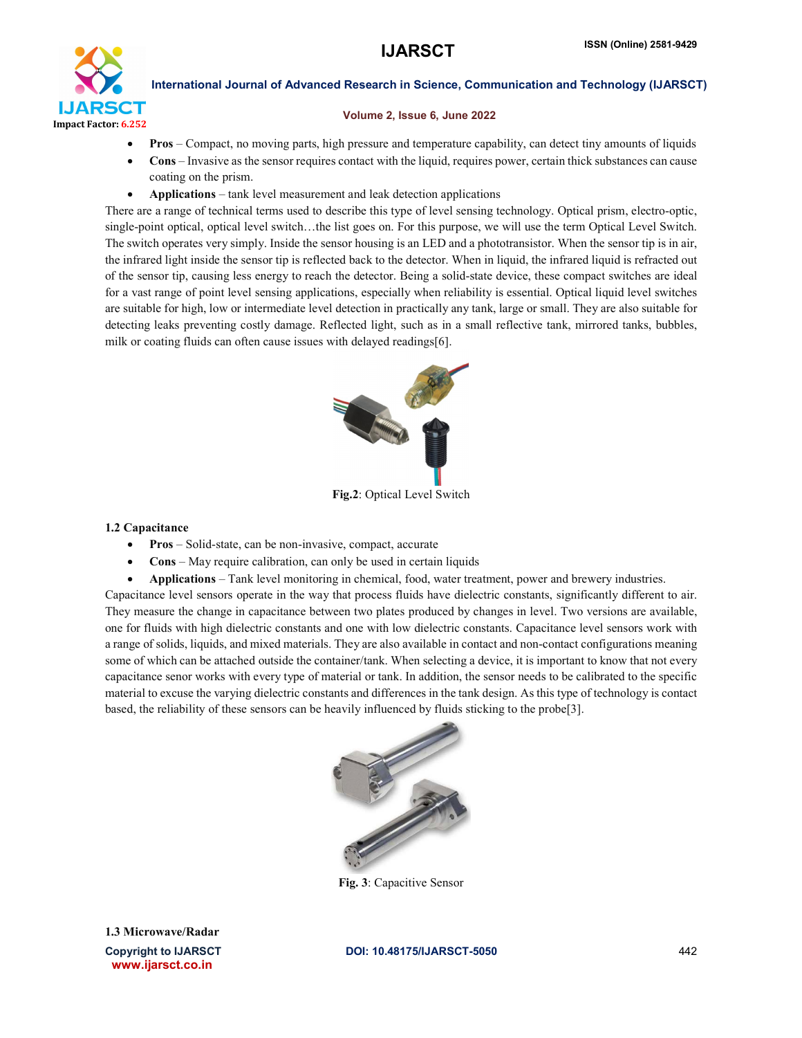- **Pros** – Compact, no moving parts, high pressure and temperature capability, can detect tiny amounts of liquids
- **Cons** – Invasive as the sensor requires contact with the liquid, requires power, certain thick substances can cause coating on the prism.
- **Applications** – tank level measurement and leak detection applications

There are a range of technical terms used to describe this type of level sensing technology. Optical prism, electro-optic, single-point optical, optical level switch…the list goes on. For this purpose, we will use the term Optical Level Switch. The switch operates very simply. Inside the sensor housing is an LED and a phototransistor. When the sensor tip is in air, the infrared light inside the sensor tip is reflected back to the detector. When in liquid, the infrared liquid is refracted out of the sensor tip, causing less energy to reach the detector. Being a solid-state device, these compact switches are ideal for a vast range of point level sensing applications, especially when reliability is essential. Optical liquid level switches are suitable for high, low or intermediate level detection in practically any tank, large or small. They are also suitable for detecting leaks preventing costly damage. Reflected light, such as in a small reflective tank, mirrored tanks, bubbles, milk or coating fluids can often cause issues with delayed readings[6].

**Fig.2**: Optical Level Switch

### 1.2 Capacitance

- **Pros** – Solid-state, can be non-invasive, compact, accurate
- **Cons** – May require calibration, can only be used in certain liquids
- **Applications** – Tank level monitoring in chemical, food, water treatment, power and brewery industries.

Capacitance level sensors operate in the way that process fluids have dielectric constants, significantly different to air. They measure the change in capacitance between two plates produced by changes in level. Two versions are available, one for fluids with high dielectric constants and one with low dielectric constants. Capacitance level sensors work with a range of solids, liquids, and mixed materials. They are also available in contact and non-contact configurations meaning some of which can be attached outside the container/tank. When selecting a device, it is important to know that not every capacitance senor works with every type of material or tank. In addition, the sensor needs to be calibrated to the specific material to excuse the varying dielectric constants and differences in the tank design. As this type of technology is contact based, the reliability of these sensors can be heavily influenced by fluids sticking to the probe[3].

**Fig. 3**: Capacitive Sensor

### 1.3 Microwave/Radar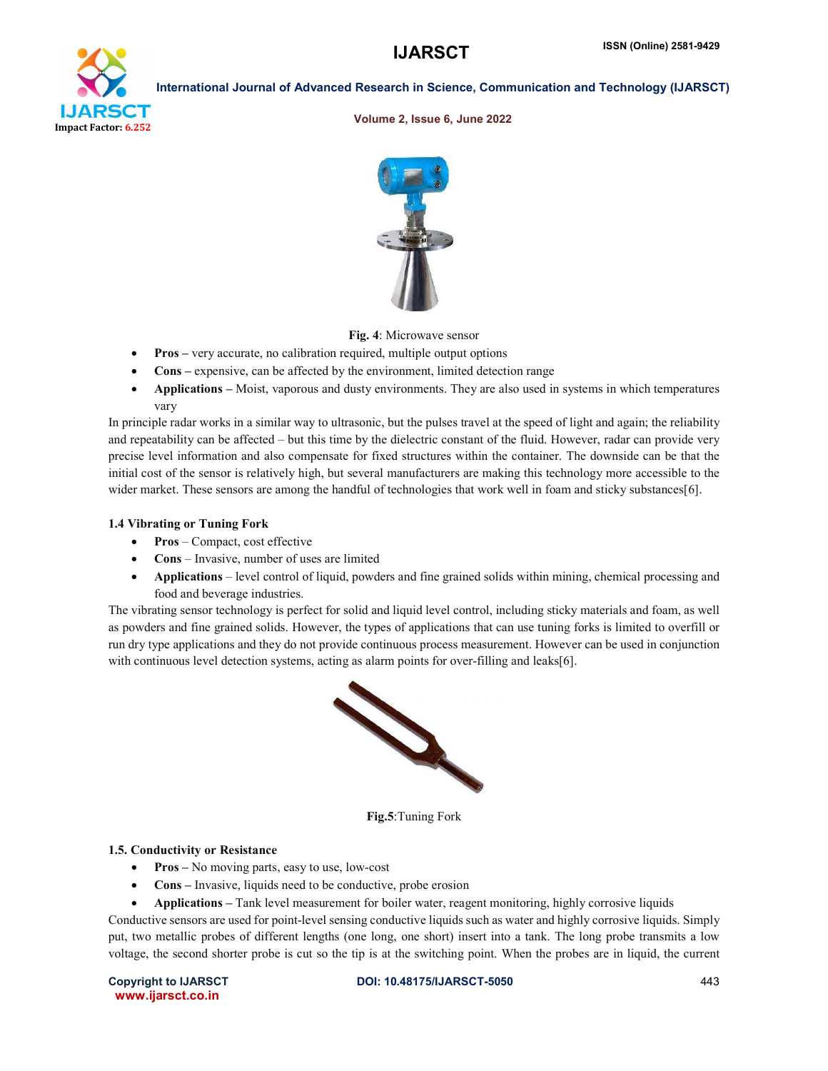Fig. 4: Microwave sensor

- **Pros –** very accurate, no calibration required, multiple output options
- **Cons –** expensive, can be affected by the environment, limited detection range
- **Applications –** Moist, vaporous and dusty environments. They are also used in systems in which temperatures vary

In principle radar works in a similar way to ultrasonic, but the pulses travel at the speed of light and again; the reliability and repeatability can be affected – but this time by the dielectric constant of the fluid. However, radar can provide very precise level information and also compensate for fixed structures within the container. The downside can be that the initial cost of the sensor is relatively high, but several manufacturers are making this technology more accessible to the wider market. These sensors are among the handful of technologies that work well in foam and sticky substances[6].

### 1.4 Vibrating or Tuning Fork

- **Pros** – Compact, cost effective
- **Cons** – Invasive, number of uses are limited
- **Applications** – level control of liquid, powders and fine grained solids within mining, chemical processing and food and beverage industries.

The vibrating sensor technology is perfect for solid and liquid level control, including sticky materials and foam, as well as powders and fine grained solids. However, the types of applications that can use tuning forks is limited to overfill or run dry type applications and they do not provide continuous process measurement. However can be used in conjunction with continuous level detection systems, acting as alarm points for over-filling and leaks[6].

**Fig.5**:Tuning Fork

### 1.5. Conductivity or Resistance

- **Pros –** No moving parts, easy to use, low-cost
- **Cons –** Invasive, liquids need to be conductive, probe erosion
- **Applications –** Tank level measurement for boiler water, reagent monitoring, highly corrosive liquids

Conductive sensors are used for point-level sensing conductive liquids such as water and highly corrosive liquids. Simply put, two metallic probes of different lengths (one long, one short) insert into a tank. The long probe transmits a low voltage, the second shorter probe is cut so the tip is at the switching point. When the probes are in liquid, the current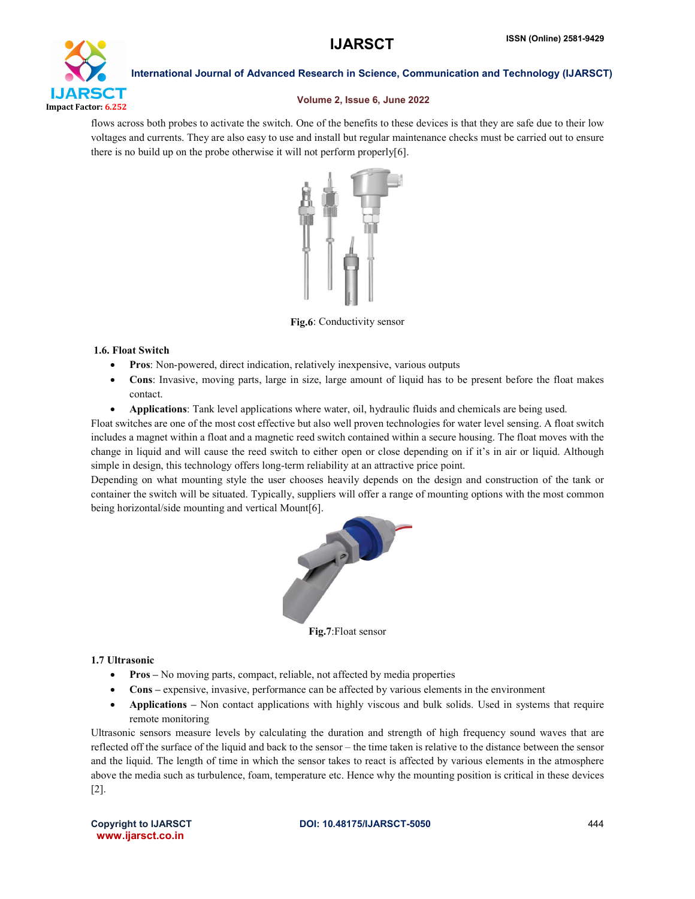flows across both probes to activate the switch. One of the benefits to these devices is that they are safe due to their low voltages and currents. They are also easy to use and install but regular maintenance checks must be carried out to ensure there is no build up on the probe otherwise it will not perform properly[6].

**Fig.6**: Conductivity sensor

### 1.6. Float Switch

- **Pros**: Non-powered, direct indication, relatively inexpensive, various outputs
- **Cons**: Invasive, moving parts, large in size, large amount of liquid has to be present before the float makes contact.
- **Applications**: Tank level applications where water, oil, hydraulic fluids and chemicals are being used.

Float switches are one of the most cost effective but also well proven technologies for water level sensing. A float switch includes a magnet within a float and a magnetic reed switch contained within a secure housing. The float moves with the change in liquid and will cause the reed switch to either open or close depending on if it's in air or liquid. Although simple in design, this technology offers long-term reliability at an attractive price point.

Depending on what mounting style the user chooses heavily depends on the design and construction of the tank or container the switch will be situated. Typically, suppliers will offer a range of mounting options with the most common being horizontal/side mounting and vertical Mount[6].

**Fig.7**:Float sensor

### 1.7 Ultrasonic

- **Pros –** No moving parts, compact, reliable, not affected by media properties
- **Cons –** expensive, invasive, performance can be affected by various elements in the environment
- **Applications –** Non contact applications with highly viscous and bulk solids. Used in systems that require remote monitoring

Ultrasonic sensors measure levels by calculating the duration and strength of high frequency sound waves that are reflected off the surface of the liquid and back to the sensor – the time taken is relative to the distance between the sensor and the liquid. The length of time in which the sensor takes to react is affected by various elements in the atmosphere above the media such as turbulence, foam, temperature etc. Hence why the mounting position is critical in these devices [2].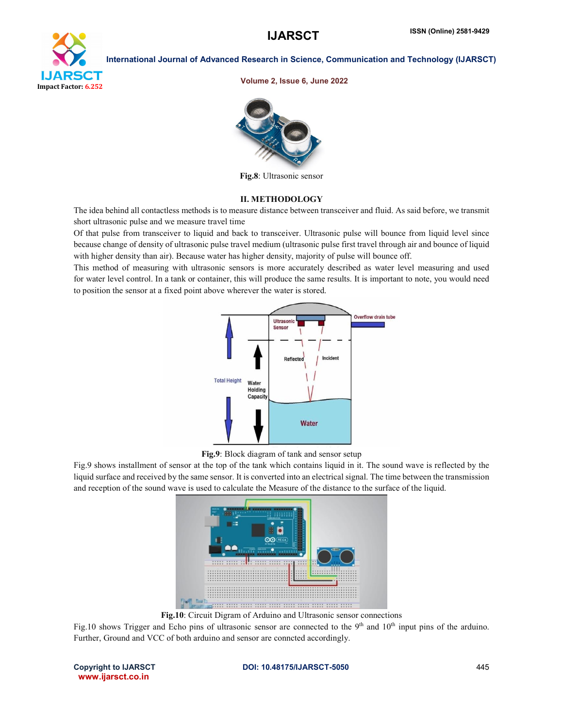Fig.8: Ultrasonic sensor

## II. METHODOLOGY

The idea behind all contactless methods is to measure distance between transceiver and fluid. As said before, we transmit short ultrasonic pulse and we measure travel time

Of that pulse from transceiver to liquid and back to transceiver. Ultrasonic pulse will bounce from liquid level since because change of density of ultrasonic pulse travel medium (ultrasonic pulse first travel through air and bounce of liquid with higher density than air). Because water has higher density, majority of pulse will bounce off.

This method of measuring with ultrasonic sensors is more accurately described as water level measuring and used for water level control. In a tank or container, this will produce the same results. It is important to note, you would need to position the sensor at a fixed point above wherever the water is stored.

Fig.9: Block diagram of tank and sensor setup

Fig.9 shows installment of sensor at the top of the tank which contains liquid in it. The sound wave is reflected by the liquid surface and received by the same sensor. It is converted into an electrical signal. The time between the transmission and reception of the sound wave is used to calculate the Measure of the distance to the surface of the liquid.

Fig.10: Circuit Digram of Arduino and Ultrasonic sensor connections

Fig.10 shows Trigger and Echo pins of ultrasonic sensor are connected to the 9th and 10th input pins of the arduino. Further, Ground and VCC of both arduino and sensor are conncted accordingly.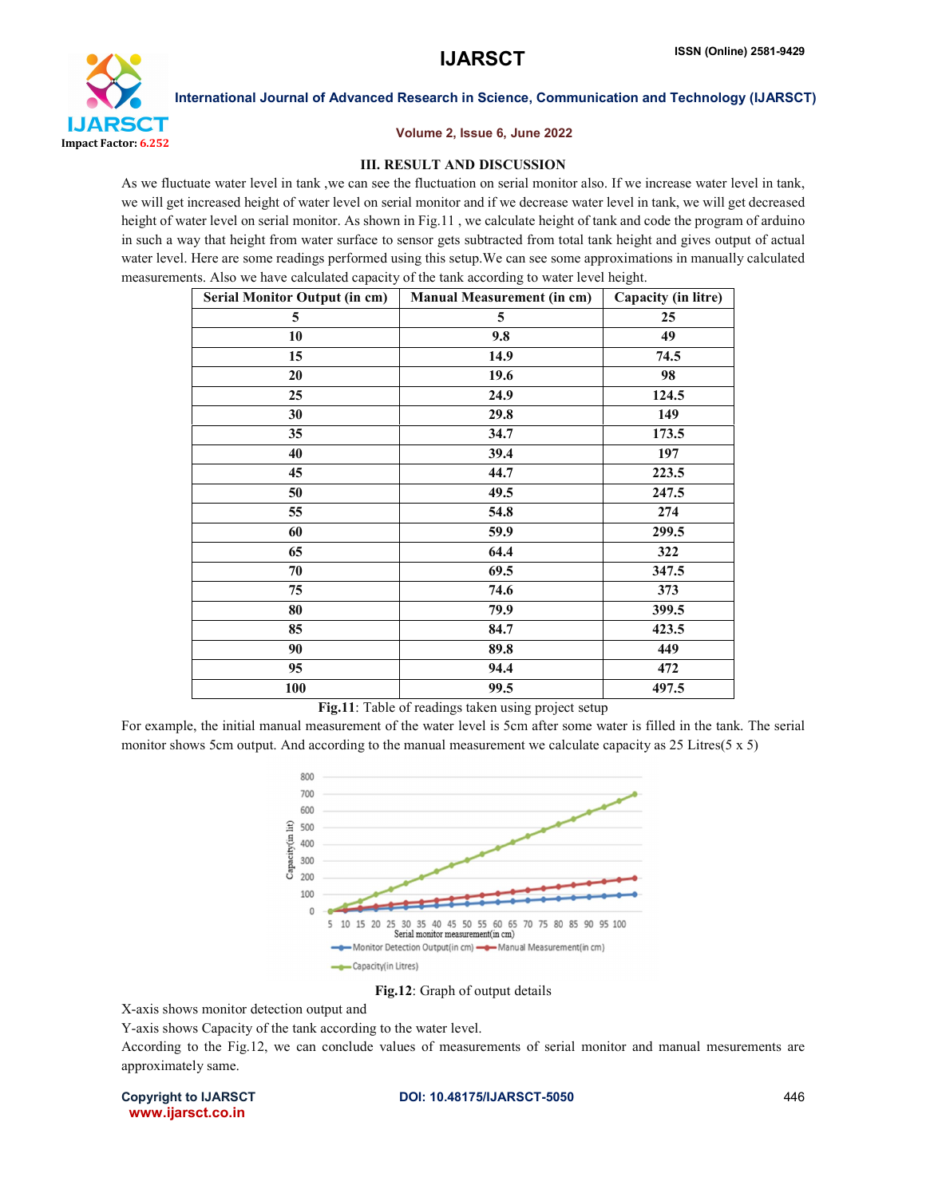## III. RESULT AND DISCUSSION

As we fluctuate water level in tank ,we can see the fluctuation on serial monitor also. If we increase water level in tank, we will get increased height of water level on serial monitor and if we decrease water level in tank, we will get decreased height of water level on serial monitor. As shown in Fig.11 , we calculate height of tank and code the program of arduino in such a way that height from water surface to sensor gets subtracted from total tank height and gives output of actual water level. Here are some readings performed using this setup.We can see some approximations in manually calculated measurements. Also we have calculated capacity of the tank according to water level height.

| Serial Monitor Output (in cm) | Manual Measurement (in cm) | Capacity (in litre) |
|---|---|---|
| 5 | 5 | 25 |
| 10 | 9.8 | 49 |
| 15 | 14.9 | 74.5 |
| 20 | 19.6 | 98 |
| 25 | 24.9 | 124.5 |
| 30 | 29.8 | 149 |
| 35 | 34.7 | 173.5 |
| 40 | 39.4 | 197 |
| 45 | 44.7 | 223.5 |
| 50 | 49.5 | 247.5 |
| 55 | 54.8 | 274 |
| 60 | 59.9 | 299.5 |
| 65 | 64.4 | 322 |
| 70 | 69.5 | 347.5 |
| 75 | 74.6 | 373 |
| 80 | 79.9 | 399.5 |
| 85 | 84.7 | 423.5 |
| 90 | 89.8 | 449 |
| 95 | 94.4 | 472 |
| 100 | 99.5 | 497.5 |

**Fig.11**: Table of readings taken using project setup

For example, the initial manual measurement of the water level is 5cm after some water is filled in the tank. The serial monitor shows 5cm output. And according to the manual measurement we calculate capacity as 25 Litres(5 x 5)

**Fig.12**: Graph of output details

X-axis shows monitor detection output and

Y-axis shows Capacity of the tank according to the water level.

According to the Fig.12, we can conclude values of measurements of serial monitor and manual mesurements are approximately same.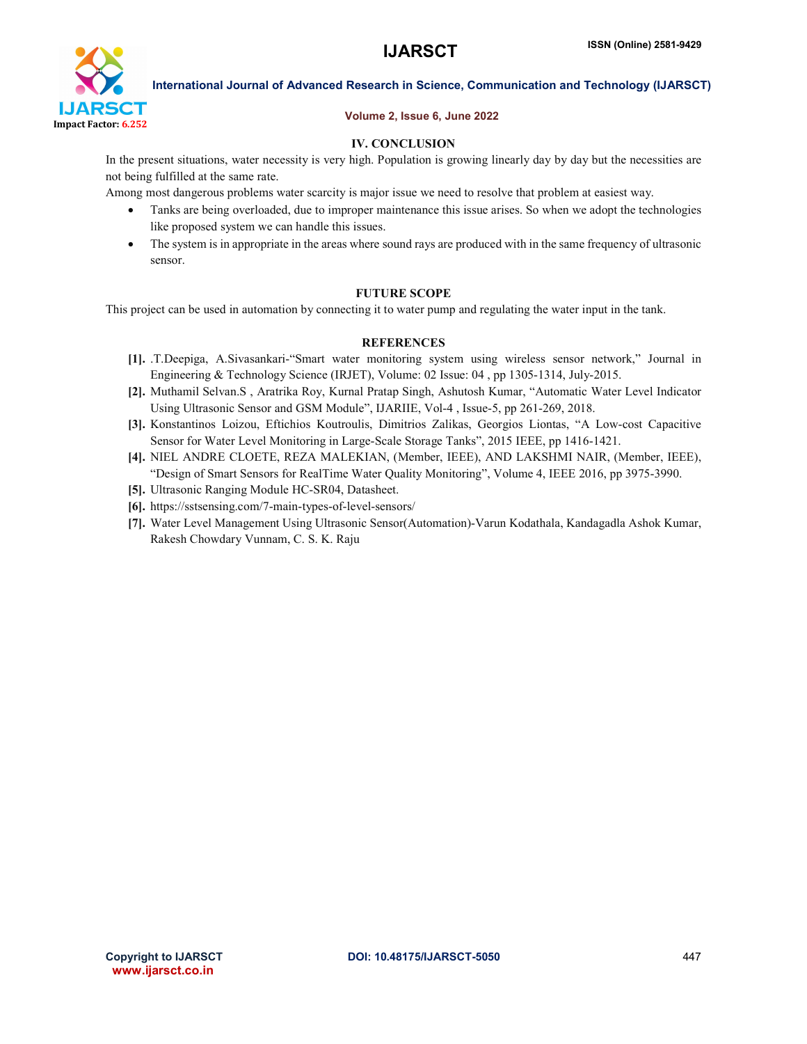## IV. CONCLUSION

In the present situations, water necessity is very high. Population is growing linearly day by day but the necessities are not being fulfilled at the same rate.

Among most dangerous problems water scarcity is major issue we need to resolve that problem at easiest way.

- Tanks are being overloaded, due to improper maintenance this issue arises. So when we adopt the technologies like proposed system we can handle this issues.
- The system is in appropriate in the areas where sound rays are produced with in the same frequency of ultrasonic sensor.

## FUTURE SCOPE

This project can be used in automation by connecting it to water pump and regulating the water input in the tank.

## REFERENCES

**[1].** .T.Deepiga, A.Sivasankari-"Smart water monitoring system using wireless sensor network," Journal in Engineering & Technology Science (IRJET), Volume: 02 Issue: 04 , pp 1305-1314, July-2015.

**[2].** Muthamil Selvan.S , Aratrika Roy, Kurnal Pratap Singh, Ashutosh Kumar, "Automatic Water Level Indicator Using Ultrasonic Sensor and GSM Module", IJARIIE, Vol-4 , Issue-5, pp 261-269, 2018.

**[3].** Konstantinos Loizou, Eftichios Koutroulis, Dimitrios Zalikas, Georgios Liontas, "A Low-cost Capacitive Sensor for Water Level Monitoring in Large-Scale Storage Tanks", 2015 IEEE, pp 1416-1421.

**[4].** NIEL ANDRE CLOETE, REZA MALEKIAN, (Member, IEEE), AND LAKSHMI NAIR, (Member, IEEE), "Design of Smart Sensors for RealTime Water Quality Monitoring", Volume 4, IEEE 2016, pp 3975-3990.

**[5].** Ultrasonic Ranging Module HC-SR04, Datasheet.

**[6].** https://sstsensing.com/7-main-types-of-level-sensors/

**[7].** Water Level Management Using Ultrasonic Sensor(Automation)-Varun Kodathala, Kandagadla Ashok Kumar, Rakesh Chowdary Vunnam, C. S. K. Raju